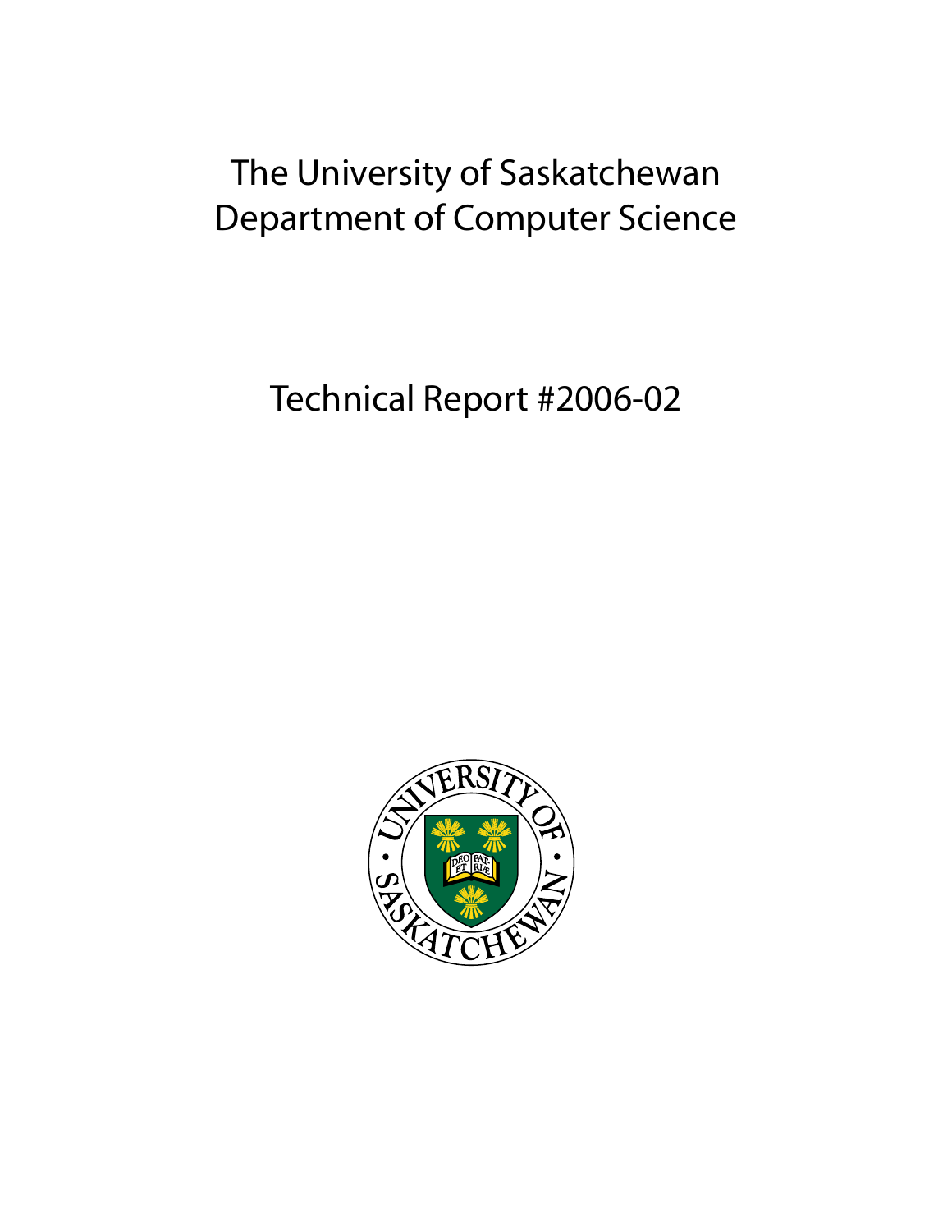# The University of Saskatchewan
# Department of Computer Science

## Technical Report #2006-02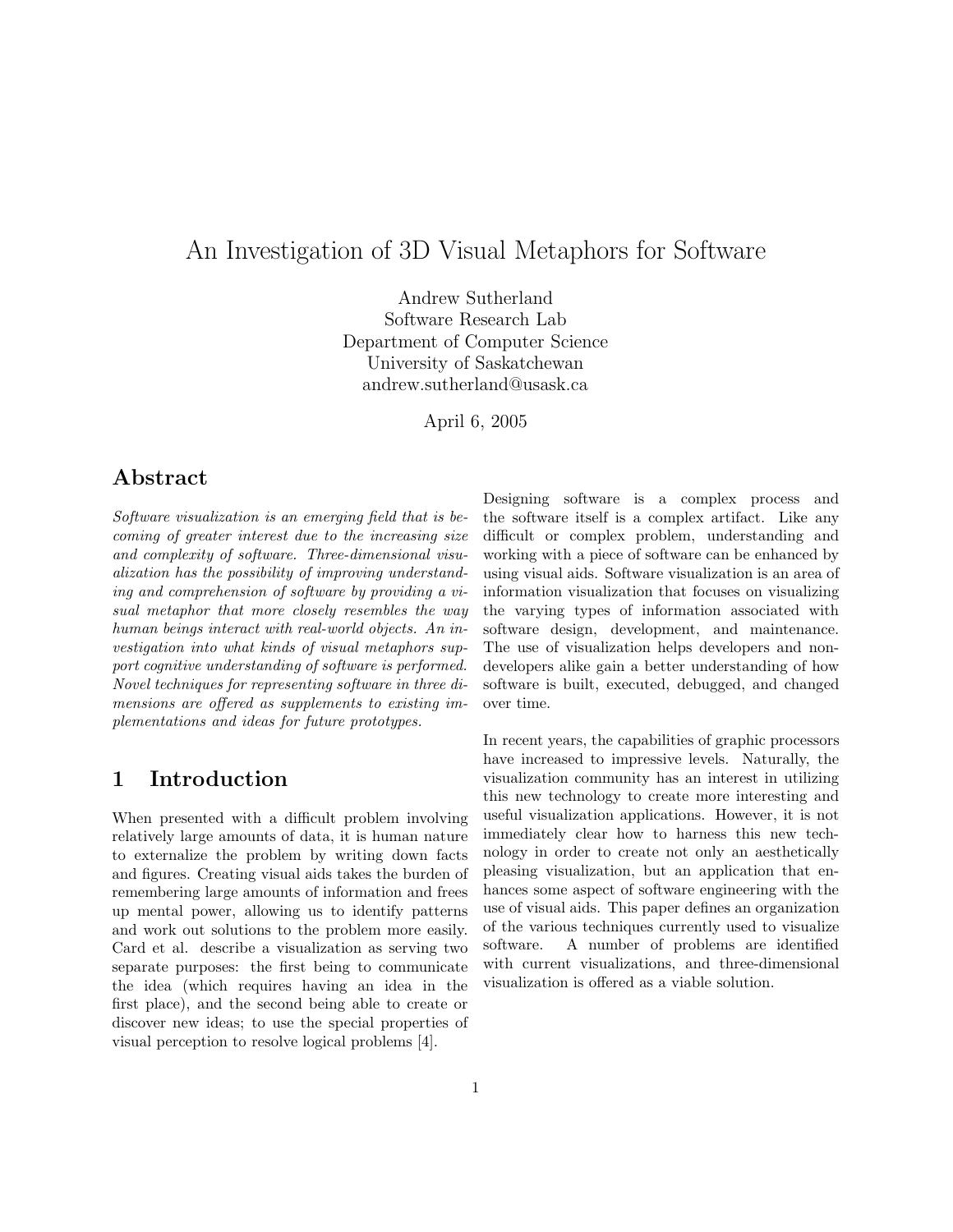# An Investigation of 3D Visual Metaphors for Software

Andrew Sutherland
Software Research Lab
Department of Computer Science
University of Saskatchewan
andrew.sutherland@usask.ca

April 6, 2005

## Abstract

*Software visualization is an emerging field that is becoming of greater interest due to the increasing size and complexity of software. Three-dimensional visualization has the possibility of improving understanding and comprehension of software by providing a visual metaphor that more closely resembles the way human beings interact with real-world objects. An investigation into what kinds of visual metaphors support cognitive understanding of software is performed. Novel techniques for representing software in three dimensions are offered as supplements to existing implementations and ideas for future prototypes.*

## 1 Introduction

When presented with a difficult problem involving relatively large amounts of data, it is human nature to externalize the problem by writing down facts and figures. Creating visual aids takes the burden of remembering large amounts of information and frees up mental power, allowing us to identify patterns and work out solutions to the problem more easily. Card et al. describe a visualization as serving two separate purposes: the first being to communicate the idea (which requires having an idea in the first place), and the second being able to create or discover new ideas; to use the special properties of visual perception to resolve logical problems [4].

Designing software is a complex process and the software itself is a complex artifact. Like any difficult or complex problem, understanding and working with a piece of software can be enhanced by using visual aids. Software visualization is an area of information visualization that focuses on visualizing the varying types of information associated with software design, development, and maintenance. The use of visualization helps developers and non-developers alike gain a better understanding of how software is built, executed, debugged, and changed over time.

In recent years, the capabilities of graphic processors have increased to impressive levels. Naturally, the visualization community has an interest in utilizing this new technology to create more interesting and useful visualization applications. However, it is not immediately clear how to harness this new technology in order to create not only an aesthetically pleasing visualization, but an application that enhances some aspect of software engineering with the use of visual aids. This paper defines an organization of the various techniques currently used to visualize software. A number of problems are identified with current visualizations, and three-dimensional visualization is offered as a viable solution.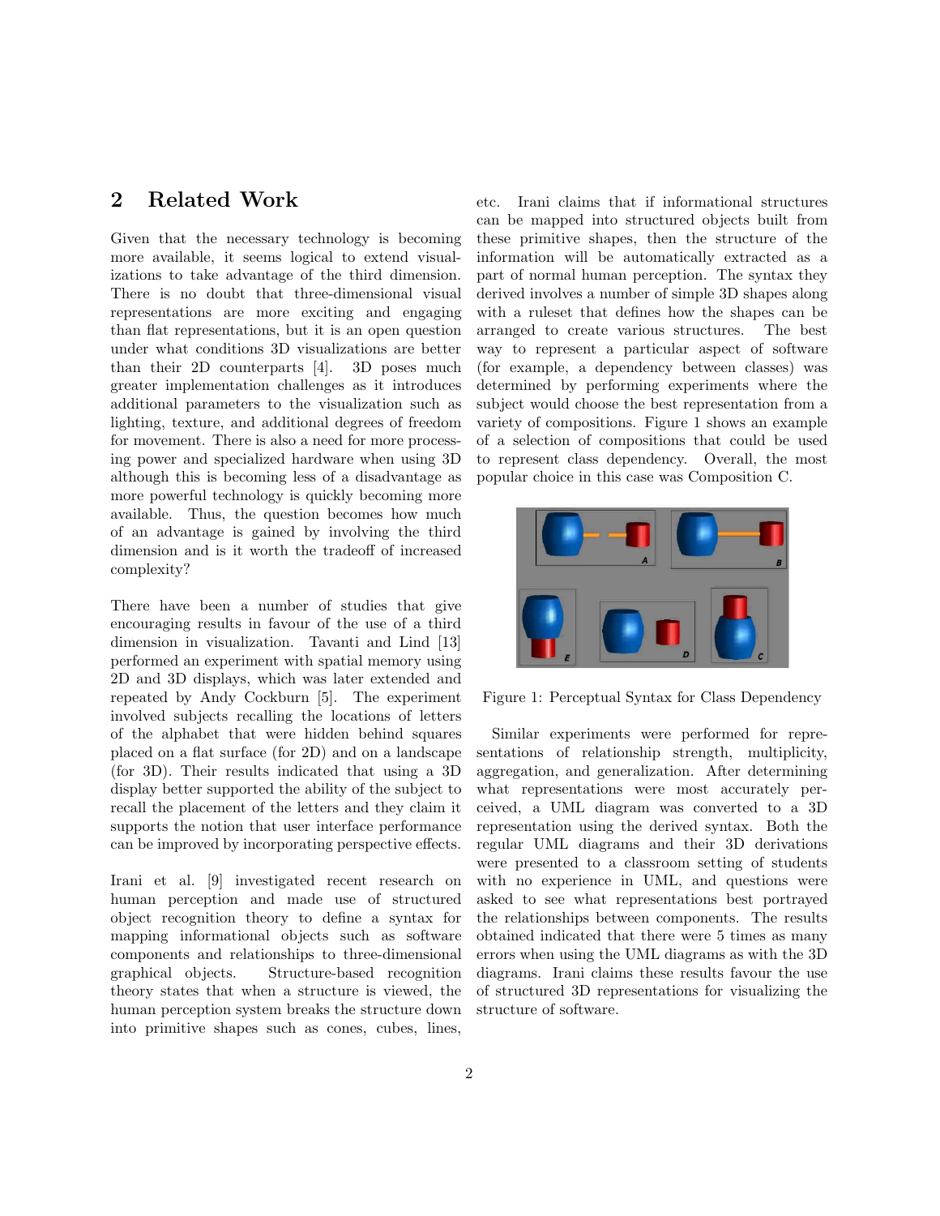## 2 Related Work

Given that the necessary technology is becoming more available, it seems logical to extend visualizations to take advantage of the third dimension. There is no doubt that three-dimensional visual representations are more exciting and engaging than flat representations, but it is an open question under what conditions 3D visualizations are better than their 2D counterparts [4]. 3D poses much greater implementation challenges as it introduces additional parameters to the visualization such as lighting, texture, and additional degrees of freedom for movement. There is also a need for more processing power and specialized hardware when using 3D although this is becoming less of a disadvantage as more powerful technology is quickly becoming more available. Thus, the question becomes how much of an advantage is gained by involving the third dimension and is it worth the tradeoff of increased complexity?

There have been a number of studies that give encouraging results in favour of the use of a third dimension in visualization. Tavanti and Lind [13] performed an experiment with spatial memory using 2D and 3D displays, which was later extended and repeated by Andy Cockburn [5]. The experiment involved subjects recalling the locations of letters of the alphabet that were hidden behind squares placed on a flat surface (for 2D) and on a landscape (for 3D). Their results indicated that using a 3D display better supported the ability of the subject to recall the placement of the letters and they claim it supports the notion that user interface performance can be improved by incorporating perspective effects.

Irani et al. [9] investigated recent research on human perception and made use of structured object recognition theory to define a syntax for mapping informational objects such as software components and relationships to three-dimensional graphical objects. Structure-based recognition theory states that when a structure is viewed, the human perception system breaks the structure down into primitive shapes such as cones, cubes, lines, etc. Irani claims that if informational structures can be mapped into structured objects built from these primitive shapes, then the structure of the information will be automatically extracted as a part of normal human perception. The syntax they derived involves a number of simple 3D shapes along with a ruleset that defines how the shapes can be arranged to create various structures. The best way to represent a particular aspect of software (for example, a dependency between classes) was determined by performing experiments where the subject would choose the best representation from a variety of compositions. Figure 1 shows an example of a selection of compositions that could be used to represent class dependency. Overall, the most popular choice in this case was Composition C.

Figure 1: Perceptual Syntax for Class Dependency

Similar experiments were performed for representations of relationship strength, multiplicity, aggregation, and generalization. After determining what representations were most accurately perceived, a UML diagram was converted to a 3D representation using the derived syntax. Both the regular UML diagrams and their 3D derivations were presented to a classroom setting of students with no experience in UML, and questions were asked to see what representations best portrayed the relationships between components. The results obtained indicated that there were 5 times as many errors when using the UML diagrams as with the 3D diagrams. Irani claims these results favour the use of structured 3D representations for visualizing the structure of software.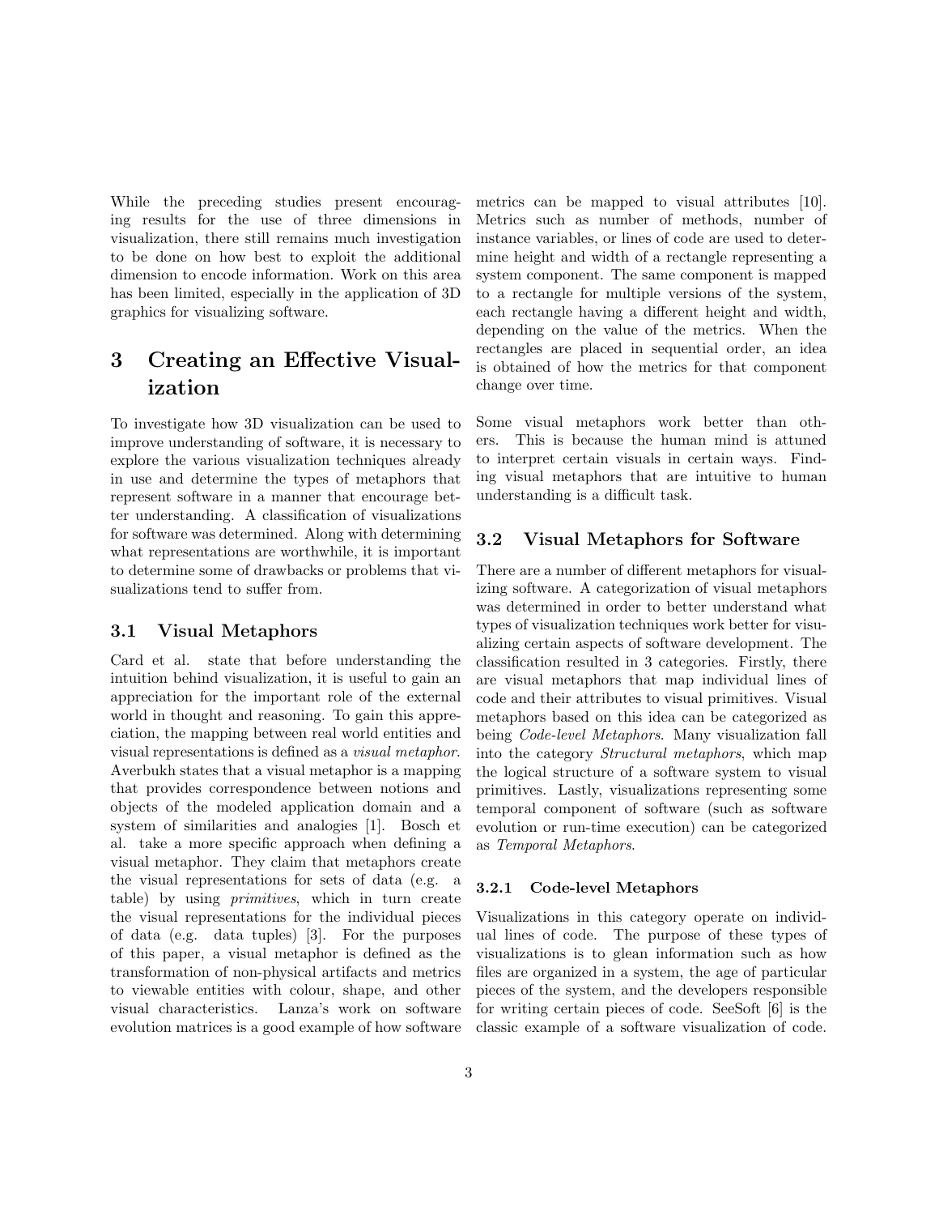While the preceding studies present encouraging results for the use of three dimensions in visualization, there still remains much investigation to be done on how best to exploit the additional dimension to encode information. Work on this area has been limited, especially in the application of 3D graphics for visualizing software.

# 3 Creating an Effective Visualization

To investigate how 3D visualization can be used to improve understanding of software, it is necessary to explore the various visualization techniques already in use and determine the types of metaphors that represent software in a manner that encourage better understanding. A classification of visualizations for software was determined. Along with determining what representations are worthwhile, it is important to determine some of drawbacks or problems that visualizations tend to suffer from.

## 3.1 Visual Metaphors

Card et al. state that before understanding the intuition behind visualization, it is useful to gain an appreciation for the important role of the external world in thought and reasoning. To gain this appreciation, the mapping between real world entities and visual representations is defined as a *visual metaphor*. Averbukh states that a visual metaphor is a mapping that provides correspondence between notions and objects of the modeled application domain and a system of similarities and analogies [1]. Bosch et al. take a more specific approach when defining a visual metaphor. They claim that metaphors create the visual representations for sets of data (e.g. a table) by using *primitives*, which in turn create the visual representations for the individual pieces of data (e.g. data tuples) [3]. For the purposes of this paper, a visual metaphor is defined as the transformation of non-physical artifacts and metrics to viewable entities with colour, shape, and other visual characteristics. Lanza's work on software evolution matrices is a good example of how software metrics can be mapped to visual attributes [10]. Metrics such as number of methods, number of instance variables, or lines of code are used to determine height and width of a rectangle representing a system component. The same component is mapped to a rectangle for multiple versions of the system, each rectangle having a different height and width, depending on the value of the metrics. When the rectangles are placed in sequential order, an idea is obtained of how the metrics for that component change over time.

Some visual metaphors work better than others. This is because the human mind is attuned to interpret certain visuals in certain ways. Finding visual metaphors that are intuitive to human understanding is a difficult task.

## 3.2 Visual Metaphors for Software

There are a number of different metaphors for visualizing software. A categorization of visual metaphors was determined in order to better understand what types of visualization techniques work better for visualizing certain aspects of software development. The classification resulted in 3 categories. Firstly, there are visual metaphors that map individual lines of code and their attributes to visual primitives. Visual metaphors based on this idea can be categorized as being *Code-level Metaphors*. Many visualization fall into the category *Structural metaphors*, which map the logical structure of a software system to visual primitives. Lastly, visualizations representing some temporal component of software (such as software evolution or run-time execution) can be categorized as *Temporal Metaphors*.

### 3.2.1 Code-level Metaphors

Visualizations in this category operate on individual lines of code. The purpose of these types of visualizations is to glean information such as how files are organized in a system, the age of particular pieces of the system, and the developers responsible for writing certain pieces of code. SeeSoft [6] is the classic example of a software visualization of code.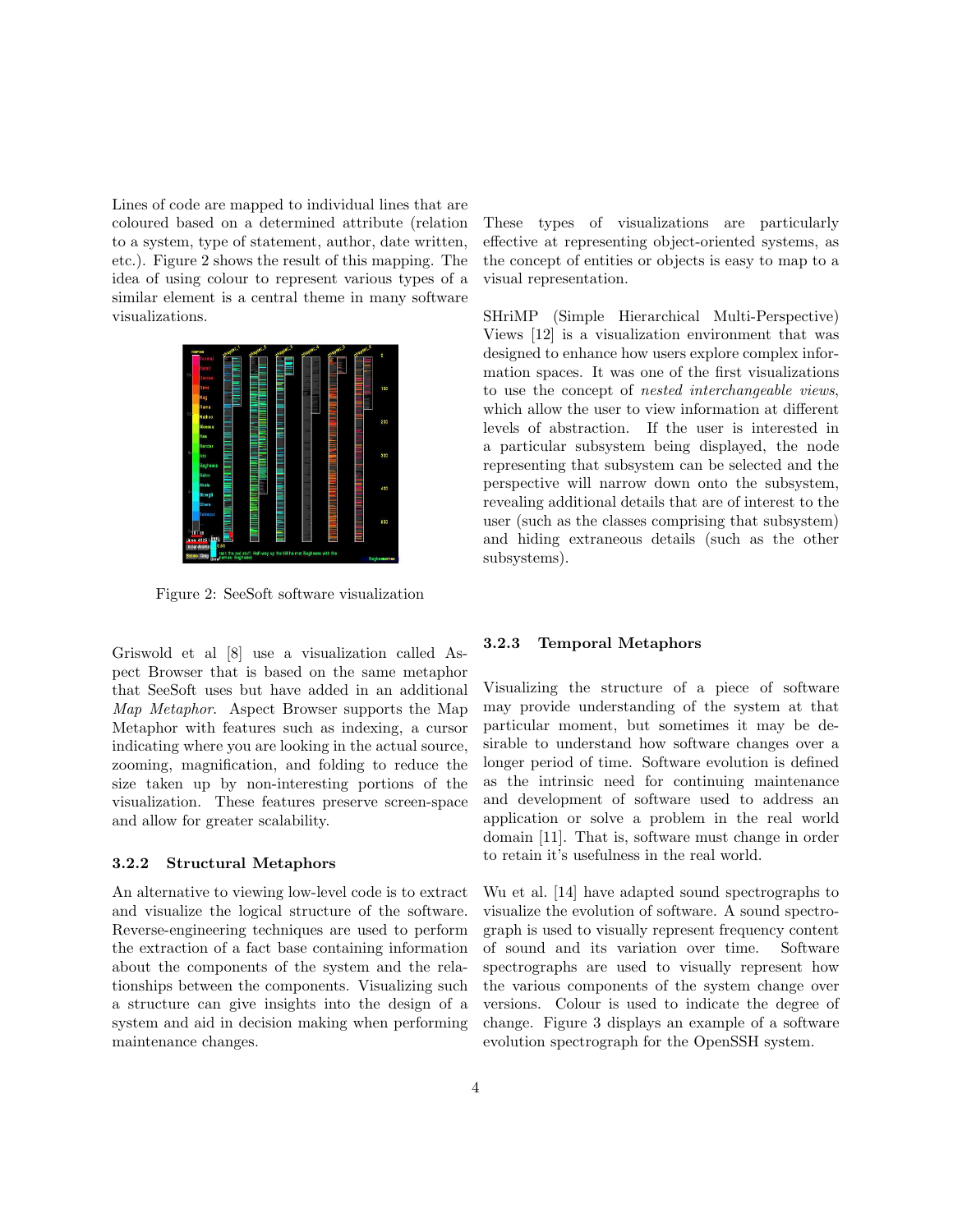Lines of code are mapped to individual lines that are coloured based on a determined attribute (relation to a system, type of statement, author, date written, etc.). Figure 2 shows the result of this mapping. The idea of using colour to represent various types of a similar element is a central theme in many software visualizations.

Figure 2: SeeSoft software visualization

Griswold et al [8] use a visualization called Aspect Browser that is based on the same metaphor that SeeSoft uses but have added in an additional *Map Metaphor*. Aspect Browser supports the Map Metaphor with features such as indexing, a cursor indicating where you are looking in the actual source, zooming, magnification, and folding to reduce the size taken up by non-interesting portions of the visualization. These features preserve screen-space and allow for greater scalability.

### 3.2.2 Structural Metaphors

An alternative to viewing low-level code is to extract and visualize the logical structure of the software. Reverse-engineering techniques are used to perform the extraction of a fact base containing information about the components of the system and the relationships between the components. Visualizing such a structure can give insights into the design of a system and aid in decision making when performing maintenance changes.

These types of visualizations are particularly effective at representing object-oriented systems, as the concept of entities or objects is easy to map to a visual representation.

SHriMP (Simple Hierarchical Multi-Perspective) Views [12] is a visualization environment that was designed to enhance how users explore complex information spaces. It was one of the first visualizations to use the concept of *nested interchangeable views*, which allow the user to view information at different levels of abstraction. If the user is interested in a particular subsystem being displayed, the node representing that subsystem can be selected and the perspective will narrow down onto the subsystem, revealing additional details that are of interest to the user (such as the classes comprising that subsystem) and hiding extraneous details (such as the other subsystems).

### 3.2.3 Temporal Metaphors

Visualizing the structure of a piece of software may provide understanding of the system at that particular moment, but sometimes it may be desirable to understand how software changes over a longer period of time. Software evolution is defined as the intrinsic need for continuing maintenance and development of software used to address an application or solve a problem in the real world domain [11]. That is, software must change in order to retain it's usefulness in the real world.

Wu et al. [14] have adapted sound spectrographs to visualize the evolution of software. A sound spectrograph is used to visually represent frequency content of sound and its variation over time. Software spectrographs are used to visually represent how the various components of the system change over versions. Colour is used to indicate the degree of change. Figure 3 displays an example of a software evolution spectrograph for the OpenSSH system.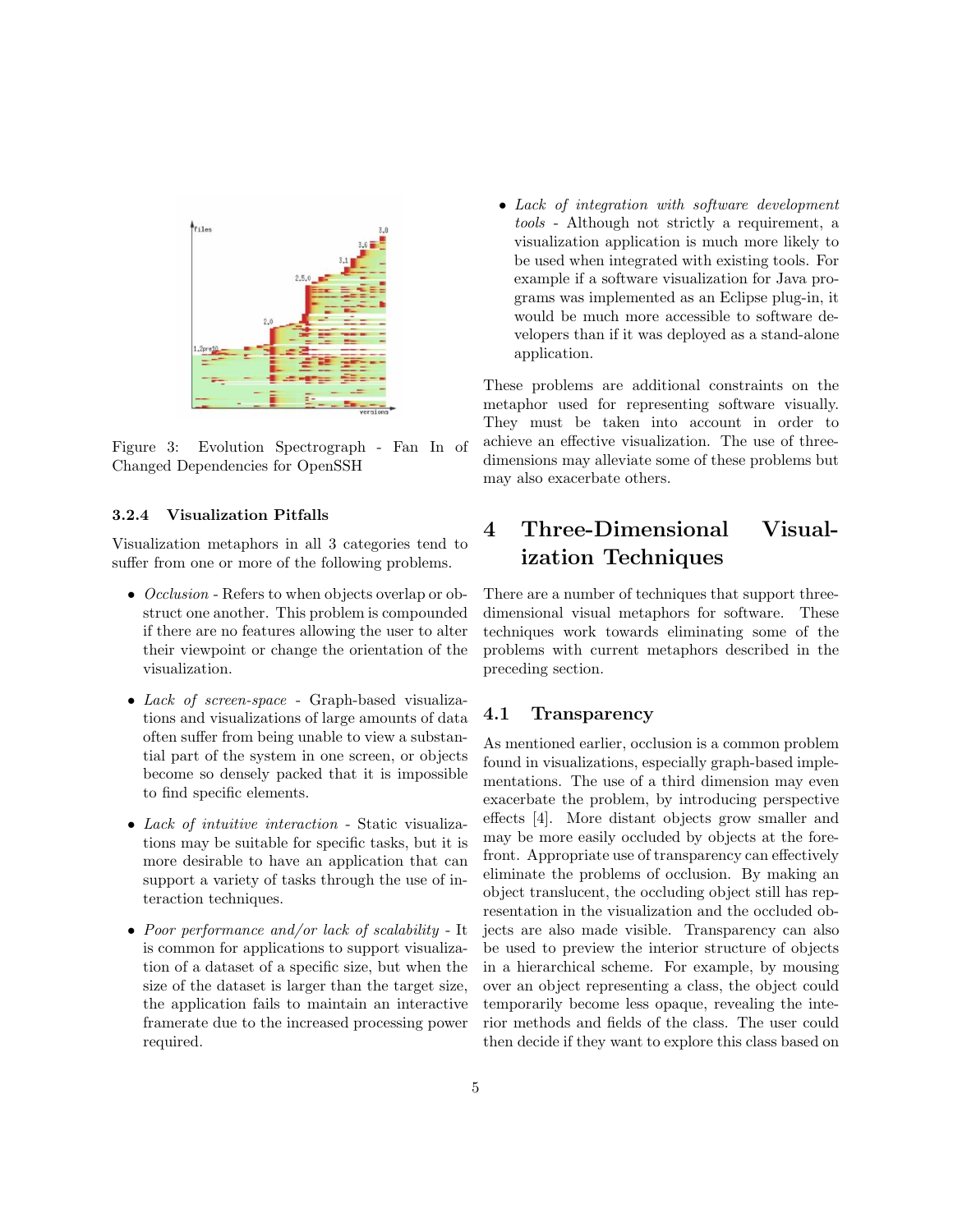Figure 3: Evolution Spectrograph - Fan In of Changed Dependencies for OpenSSH

#### 3.2.4 Visualization Pitfalls

Visualization metaphors in all 3 categories tend to suffer from one or more of the following problems.

- *Occlusion* - Refers to when objects overlap or obstruct one another. This problem is compounded if there are no features allowing the user to alter their viewpoint or change the orientation of the visualization.
- *Lack of screen-space* - Graph-based visualizations and visualizations of large amounts of data often suffer from being unable to view a substantial part of the system in one screen, or objects become so densely packed that it is impossible to find specific elements.
- *Lack of intuitive interaction* - Static visualizations may be suitable for specific tasks, but it is more desirable to have an application that can support a variety of tasks through the use of interaction techniques.
- *Poor performance and/or lack of scalability* - It is common for applications to support visualization of a dataset of a specific size, but when the size of the dataset is larger than the target size, the application fails to maintain an interactive framerate due to the increased processing power required.
- *Lack of integration with software development tools* - Although not strictly a requirement, a visualization application is much more likely to be used when integrated with existing tools. For example if a software visualization for Java programs was implemented as an Eclipse plug-in, it would be much more accessible to software developers than if it was deployed as a stand-alone application.

These problems are additional constraints on the metaphor used for representing software visually. They must be taken into account in order to achieve an effective visualization. The use of three-dimensions may alleviate some of these problems but may also exacerbate others.

## 4 Three-Dimensional Visualization Techniques

There are a number of techniques that support three-dimensional visual metaphors for software. These techniques work towards eliminating some of the problems with current metaphors described in the preceding section.

### 4.1 Transparency

As mentioned earlier, occlusion is a common problem found in visualizations, especially graph-based implementations. The use of a third dimension may even exacerbate the problem, by introducing perspective effects [4]. More distant objects grow smaller and may be more easily occluded by objects at the forefront. Appropriate use of transparency can effectively eliminate the problems of occlusion. By making an object translucent, the occluding object still has representation in the visualization and the occluded objects are also made visible. Transparency can also be used to preview the interior structure of objects in a hierarchical scheme. For example, by mousing over an object representing a class, the object could temporarily become less opaque, revealing the interior methods and fields of the class. The user could then decide if they want to explore this class based on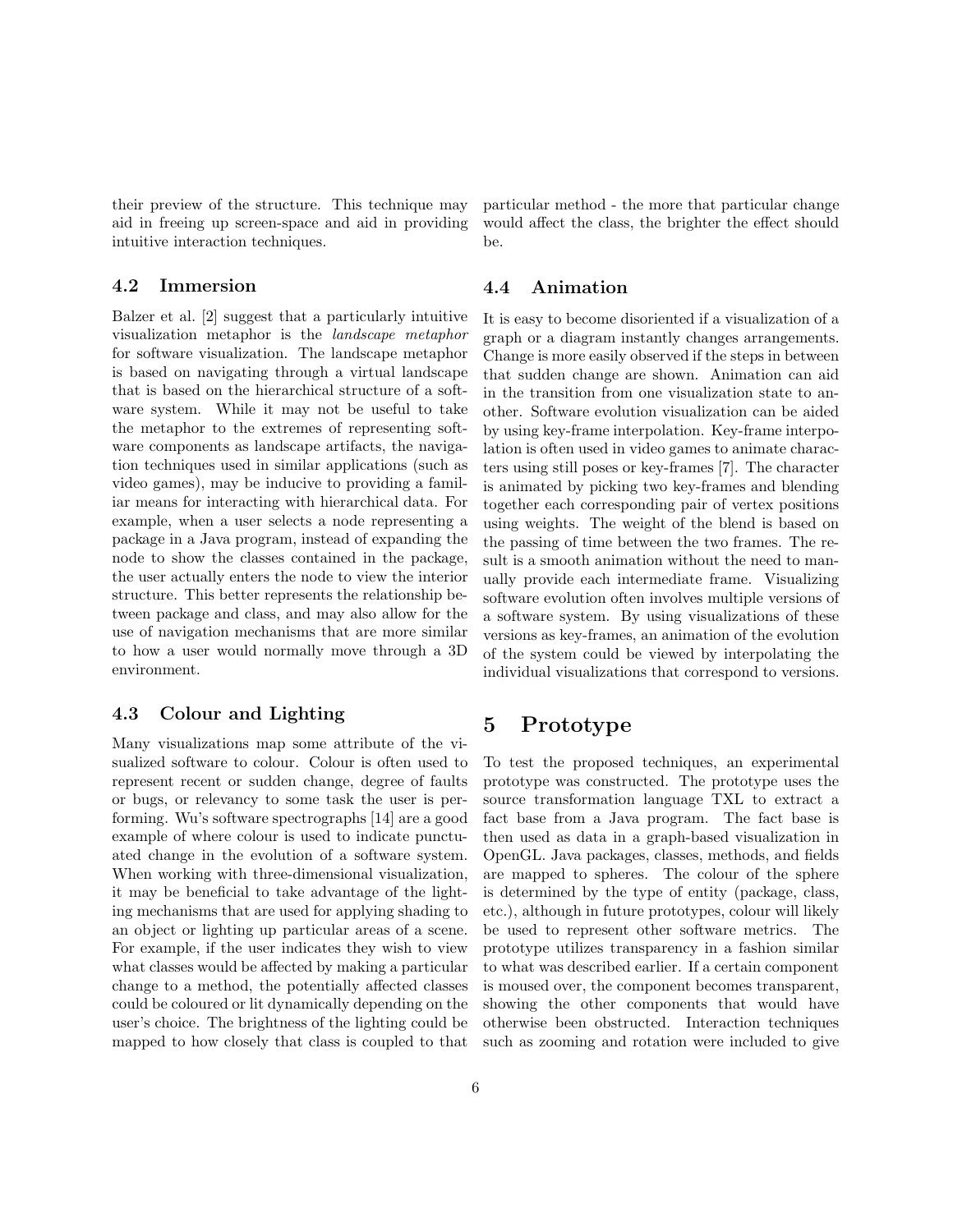their preview of the structure. This technique may aid in freeing up screen-space and aid in providing intuitive interaction techniques.

### 4.2 Immersion

Balzer et al. [2] suggest that a particularly intuitive visualization metaphor is the *landscape metaphor* for software visualization. The landscape metaphor is based on navigating through a virtual landscape that is based on the hierarchical structure of a software system. While it may not be useful to take the metaphor to the extremes of representing software components as landscape artifacts, the navigation techniques used in similar applications (such as video games), may be inducive to providing a familiar means for interacting with hierarchical data. For example, when a user selects a node representing a package in a Java program, instead of expanding the node to show the classes contained in the package, the user actually enters the node to view the interior structure. This better represents the relationship between package and class, and may also allow for the use of navigation mechanisms that are more similar to how a user would normally move through a 3D environment.

### 4.3 Colour and Lighting

Many visualizations map some attribute of the visualized software to colour. Colour is often used to represent recent or sudden change, degree of faults or bugs, or relevancy to some task the user is performing. Wu's software spectrographs [14] are a good example of where colour is used to indicate punctuated change in the evolution of a software system. When working with three-dimensional visualization, it may be beneficial to take advantage of the lighting mechanisms that are used for applying shading to an object or lighting up particular areas of a scene. For example, if the user indicates they wish to view what classes would be affected by making a particular change to a method, the potentially affected classes could be coloured or lit dynamically depending on the user's choice. The brightness of the lighting could be mapped to how closely that class is coupled to that particular method - the more that particular change would affect the class, the brighter the effect should be.

### 4.4 Animation

It is easy to become disoriented if a visualization of a graph or a diagram instantly changes arrangements. Change is more easily observed if the steps in between that sudden change are shown. Animation can aid in the transition from one visualization state to another. Software evolution visualization can be aided by using key-frame interpolation. Key-frame interpolation is often used in video games to animate characters using still poses or key-frames [7]. The character is animated by picking two key-frames and blending together each corresponding pair of vertex positions using weights. The weight of the blend is based on the passing of time between the two frames. The result is a smooth animation without the need to manually provide each intermediate frame. Visualizing software evolution often involves multiple versions of a software system. By using visualizations of these versions as key-frames, an animation of the evolution of the system could be viewed by interpolating the individual visualizations that correspond to versions.

## 5 Prototype

To test the proposed techniques, an experimental prototype was constructed. The prototype uses the source transformation language TXL to extract a fact base from a Java program. The fact base is then used as data in a graph-based visualization in OpenGL. Java packages, classes, methods, and fields are mapped to spheres. The colour of the sphere is determined by the type of entity (package, class, etc.), although in future prototypes, colour will likely be used to represent other software metrics. The prototype utilizes transparency in a fashion similar to what was described earlier. If a certain component is moused over, the component becomes transparent, showing the other components that would have otherwise been obstructed. Interaction techniques such as zooming and rotation were included to give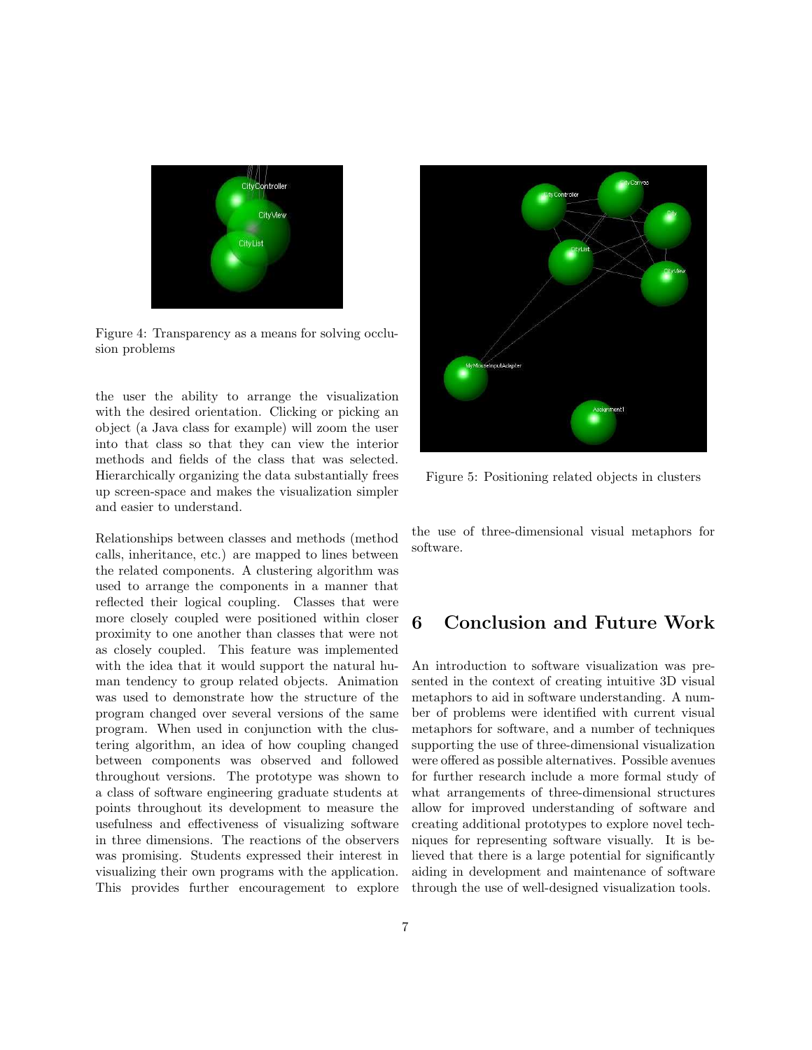Figure 4: Transparency as a means for solving occlusion problems

the user the ability to arrange the visualization with the desired orientation. Clicking or picking an object (a Java class for example) will zoom the user into that class so that they can view the interior methods and fields of the class that was selected. Hierarchically organizing the data substantially frees up screen-space and makes the visualization simpler and easier to understand.

Relationships between classes and methods (method calls, inheritance, etc.) are mapped to lines between the related components. A clustering algorithm was used to arrange the components in a manner that reflected their logical coupling. Classes that were more closely coupled were positioned within closer proximity to one another than classes that were not as closely coupled. This feature was implemented with the idea that it would support the natural human tendency to group related objects. Animation was used to demonstrate how the structure of the program changed over several versions of the same program. When used in conjunction with the clustering algorithm, an idea of how coupling changed between components was observed and followed throughout versions. The prototype was shown to a class of software engineering graduate students at points throughout its development to measure the usefulness and effectiveness of visualizing software in three dimensions. The reactions of the observers was promising. Students expressed their interest in visualizing their own programs with the application. This provides further encouragement to explore the use of three-dimensional visual metaphors for software.

Figure 5: Positioning related objects in clusters

# 6 Conclusion and Future Work

An introduction to software visualization was presented in the context of creating intuitive 3D visual metaphors to aid in software understanding. A number of problems were identified with current visual metaphors for software, and a number of techniques supporting the use of three-dimensional visualization were offered as possible alternatives. Possible avenues for further research include a more formal study of what arrangements of three-dimensional structures allow for improved understanding of software and creating additional prototypes to explore novel techniques for representing software visually. It is believed that there is a large potential for significantly aiding in development and maintenance of software through the use of well-designed visualization tools.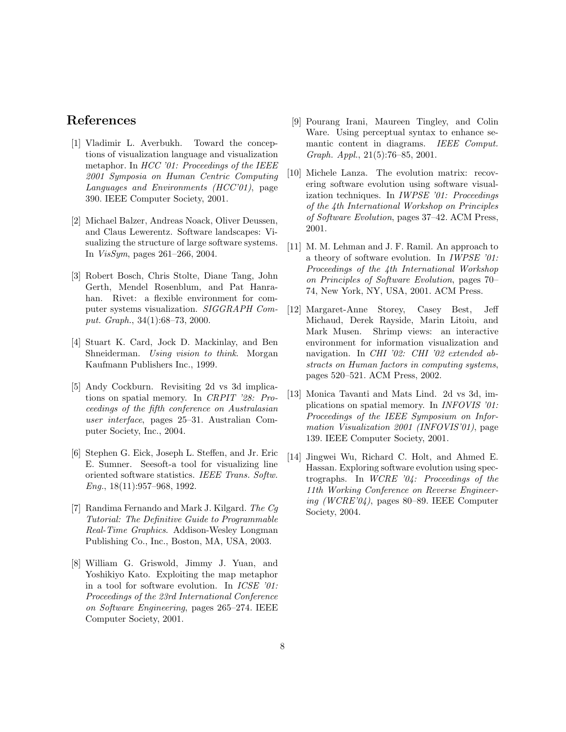## References

[1] Vladimir L. Averbukh. Toward the conceptions of visualization language and visualization metaphor. In *HCC '01: Proceedings of the IEEE 2001 Symposia on Human Centric Computing Languages and Environments (HCC'01)*, page 390. IEEE Computer Society, 2001.

[2] Michael Balzer, Andreas Noack, Oliver Deussen, and Claus Lewerentz. Software landscapes: Visualizing the structure of large software systems. In *VisSym*, pages 261–266, 2004.

[3] Robert Bosch, Chris Stolte, Diane Tang, John Gerth, Mendel Rosenblum, and Pat Hanrahan. Rivet: a flexible environment for computer systems visualization. *SIGGRAPH Comput. Graph.*, 34(1):68–73, 2000.

[4] Stuart K. Card, Jock D. Mackinlay, and Ben Shneiderman. *Using vision to think*. Morgan Kaufmann Publishers Inc., 1999.

[5] Andy Cockburn. Revisiting 2d vs 3d implications on spatial memory. In *CRPIT '28: Proceedings of the fifth conference on Australasian user interface*, pages 25–31. Australian Computer Society, Inc., 2004.

[6] Stephen G. Eick, Joseph L. Steffen, and Jr. Eric E. Sumner. Seesoft-a tool for visualizing line oriented software statistics. *IEEE Trans. Softw. Eng.*, 18(11):957–968, 1992.

[7] Randima Fernando and Mark J. Kilgard. *The Cg Tutorial: The Definitive Guide to Programmable Real-Time Graphics*. Addison-Wesley Longman Publishing Co., Inc., Boston, MA, USA, 2003.

[8] William G. Griswold, Jimmy J. Yuan, and Yoshikiyo Kato. Exploiting the map metaphor in a tool for software evolution. In *ICSE '01: Proceedings of the 23rd International Conference on Software Engineering*, pages 265–274. IEEE Computer Society, 2001.

[9] Pourang Irani, Maureen Tingley, and Colin Ware. Using perceptual syntax to enhance semantic content in diagrams. *IEEE Comput. Graph. Appl.*, 21(5):76–85, 2001.

[10] Michele Lanza. The evolution matrix: recovering software evolution using software visualization techniques. In *IWPSE '01: Proceedings of the 4th International Workshop on Principles of Software Evolution*, pages 37–42. ACM Press, 2001.

[11] M. M. Lehman and J. F. Ramil. An approach to a theory of software evolution. In *IWPSE '01: Proceedings of the 4th International Workshop on Principles of Software Evolution*, pages 70–74, New York, NY, USA, 2001. ACM Press.

[12] Margaret-Anne Storey, Casey Best, Jeff Michaud, Derek Rayside, Marin Litoiu, and Mark Musen. Shrimp views: an interactive environment for information visualization and navigation. In *CHI '02: CHI '02 extended abstracts on Human factors in computing systems*, pages 520–521. ACM Press, 2002.

[13] Monica Tavanti and Mats Lind. 2d vs 3d, implications on spatial memory. In *INFOVIS '01: Proceedings of the IEEE Symposium on Information Visualization 2001 (INFOVIS'01)*, page 139. IEEE Computer Society, 2001.

[14] Jingwei Wu, Richard C. Holt, and Ahmed E. Hassan. Exploring software evolution using spectrographs. In *WCRE '04: Proceedings of the 11th Working Conference on Reverse Engineering (WCRE'04)*, pages 80–89. IEEE Computer Society, 2004.